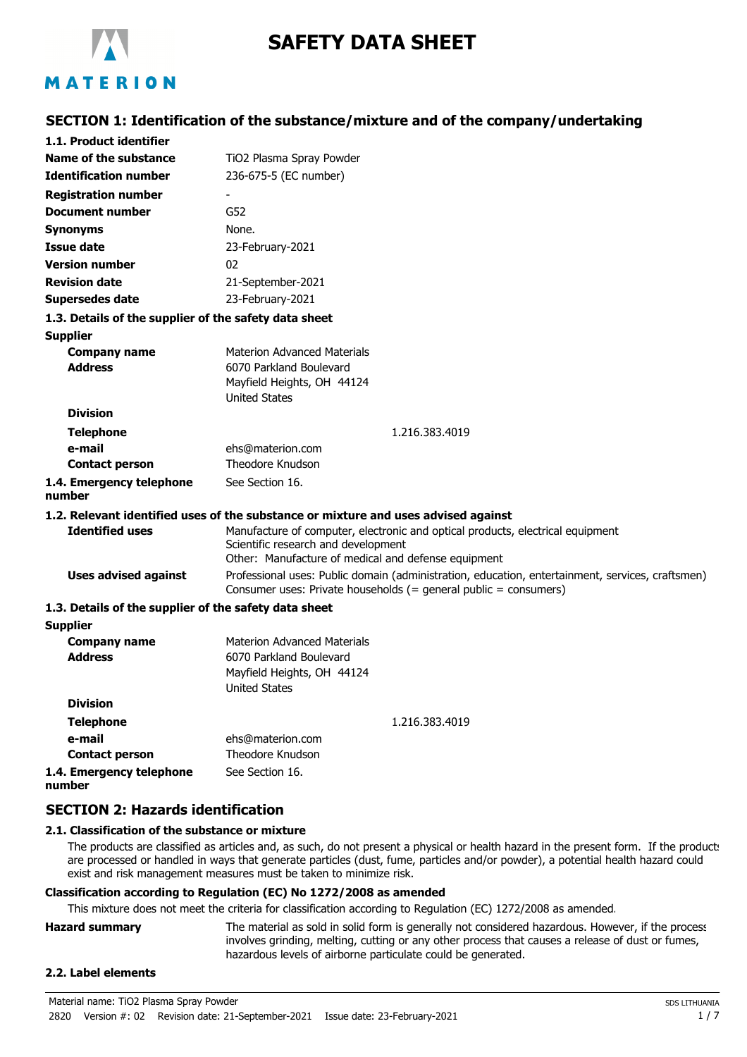# SAFETY DATA SHEET

## SECTION 1: Identification of the substance/mixture and of the company/undertaking

**1.1. Product identifier**

| | |
|---|---|
| **Name of the substance** | TiO2 Plasma Spray Powder |
| **Identification number** | 236-675-5 (EC number) |
| **Registration number** | - |
| **Document number** | G52 |
| **Synonyms** | None. |
| **Issue date** | 23-February-2021 |
| **Version number** | 02 |
| **Revision date** | 21-September-2021 |
| **Supersedes date** | 23-February-2021 |

**1.3. Details of the supplier of the safety data sheet**

**Supplier**

| | |
|---|---|
| **Company name** | Materion Advanced Materials |
| **Address** | 6070 Parkland Boulevard<br>Mayfield Heights, OH 44124<br>United States |
| **Division** | |
| **Telephone** | 1.216.383.4019 |
| **e-mail** | ehs@materion.com |
| **Contact person** | Theodore Knudson |
| **1.4. Emergency telephone number** | See Section 16. |

**1.2. Relevant identified uses of the substance or mixture and uses advised against**

| | |
|---|---|
| **Identified uses** | Manufacture of computer, electronic and optical products, electrical equipment<br>Scientific research and development<br>Other: Manufacture of medical and defense equipment |
| **Uses advised against** | Professional uses: Public domain (administration, education, entertainment, services, craftsmen)<br>Consumer uses: Private households (= general public = consumers) |

**1.3. Details of the supplier of the safety data sheet**

**Supplier**

| | |
|---|---|
| **Company name** | Materion Advanced Materials |
| **Address** | 6070 Parkland Boulevard<br>Mayfield Heights, OH 44124<br>United States |
| **Division** | |
| **Telephone** | 1.216.383.4019 |
| **e-mail** | ehs@materion.com |
| **Contact person** | Theodore Knudson |
| **1.4. Emergency telephone number** | See Section 16. |

## SECTION 2: Hazards identification

### 2.1. Classification of the substance or mixture

The products are classified as articles and, as such, do not present a physical or health hazard in the present form. If the products are processed or handled in ways that generate particles (dust, fume, particles and/or powder), a potential health hazard could exist and risk management measures must be taken to minimize risk.

**Classification according to Regulation (EC) No 1272/2008 as amended**

This mixture does not meet the criteria for classification according to Regulation (EC) 1272/2008 as amended.

**Hazard summary** The material as sold in solid form is generally not considered hazardous. However, if the process involves grinding, melting, cutting or any other process that causes a release of dust or fumes, hazardous levels of airborne particulate could be generated.

### 2.2. Label elements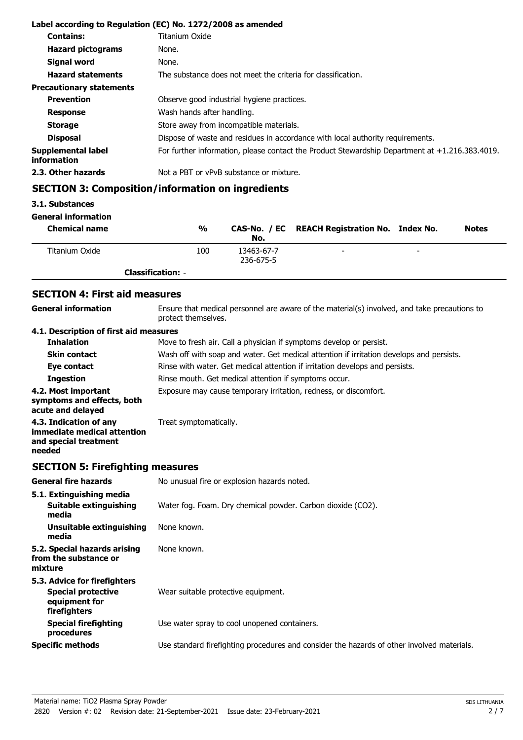**Label according to Regulation (EC) No. 1272/2008 as amended**

| | |
|---|---|
| **Contains:** | Titanium Oxide |
| **Hazard pictograms** | None. |
| **Signal word** | None. |
| **Hazard statements** | The substance does not meet the criteria for classification. |
| **Precautionary statements** | |
| **Prevention** | Observe good industrial hygiene practices. |
| **Response** | Wash hands after handling. |
| **Storage** | Store away from incompatible materials. |
| **Disposal** | Dispose of waste and residues in accordance with local authority requirements. |
| **Supplemental label information** | For further information, please contact the Product Stewardship Department at +1.216.383.4019. |
| **2.3. Other hazards** | Not a PBT or vPvB substance or mixture. |

## SECTION 3: Composition/information on ingredients

**3.1. Substances**

**General information**

| Chemical name | % | CAS-No. / EC No. | REACH Registration No. | Index No. | Notes |
|---|---|---|---|---|---|
| Titanium Oxide | 100 | 13463-67-7 236-675-5 | - | - | |
| **Classification:** - | | | | | |

## SECTION 4: First aid measures

| | |
|---|---|
| **General information** | Ensure that medical personnel are aware of the material(s) involved, and take precautions to protect themselves. |
| **4.1. Description of first aid measures** | |
| **Inhalation** | Move to fresh air. Call a physician if symptoms develop or persist. |
| **Skin contact** | Wash off with soap and water. Get medical attention if irritation develops and persists. |
| **Eye contact** | Rinse with water. Get medical attention if irritation develops and persists. |
| **Ingestion** | Rinse mouth. Get medical attention if symptoms occur. |
| **4.2. Most important symptoms and effects, both acute and delayed** | Exposure may cause temporary irritation, redness, or discomfort. |
| **4.3. Indication of any immediate medical attention and special treatment needed** | Treat symptomatically. |

## SECTION 5: Firefighting measures

| | |
|---|---|
| **General fire hazards** | No unusual fire or explosion hazards noted. |
| **5.1. Extinguishing media** | |
| **Suitable extinguishing media** | Water fog. Foam. Dry chemical powder. Carbon dioxide ($CO_2$). |
| **Unsuitable extinguishing media** | None known. |
| **5.2. Special hazards arising from the substance or mixture** | None known. |
| **5.3. Advice for firefighters** | |
| **Special protective equipment for firefighters** | Wear suitable protective equipment. |
| **Special firefighting procedures** | Use water spray to cool unopened containers. |
| **Specific methods** | Use standard firefighting procedures and consider the hazards of other involved materials. |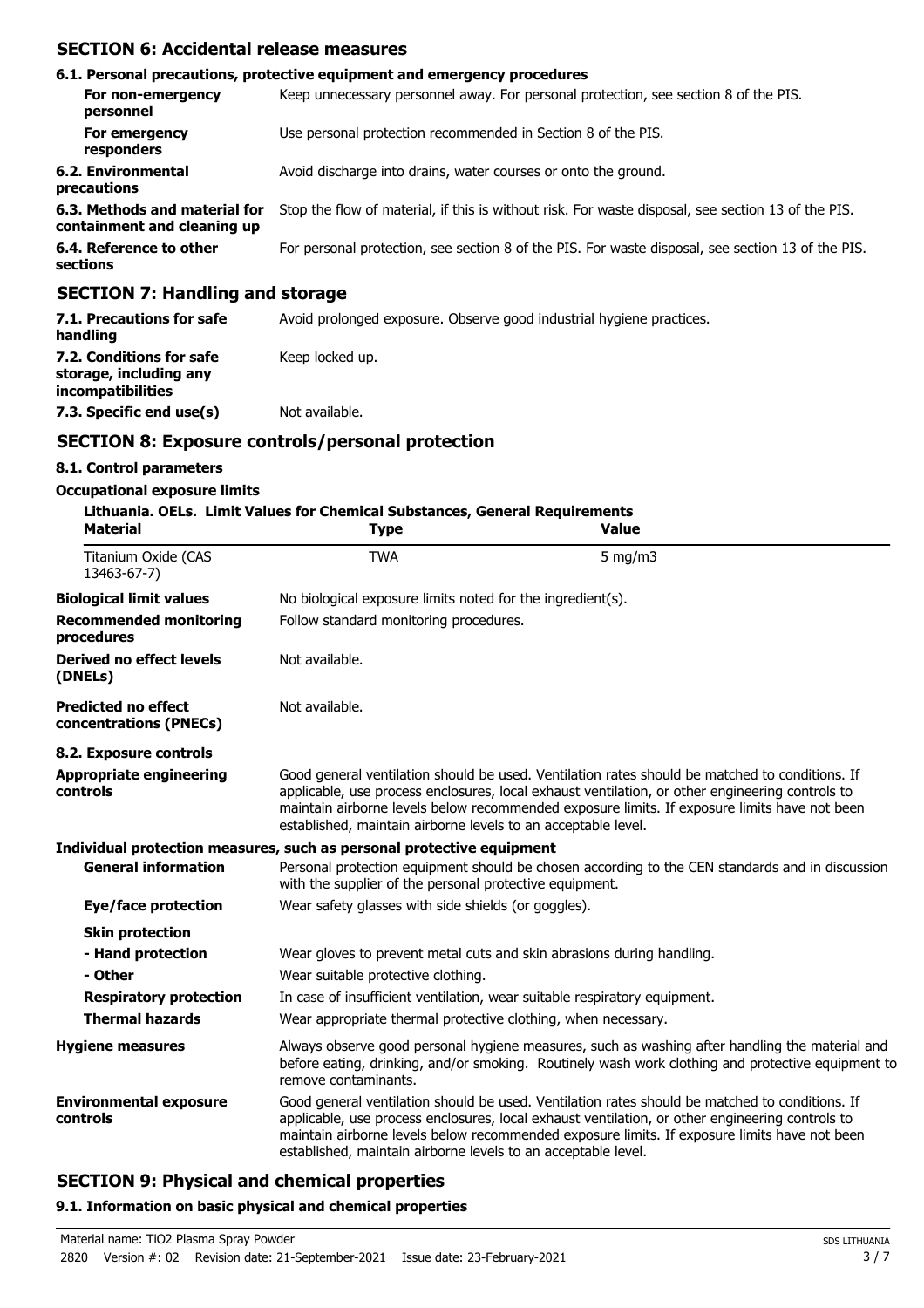## SECTION 6: Accidental release measures

### 6.1. Personal precautions, protective equipment and emergency procedures

| | |
|---|---|
| **For non-emergency personnel** | Keep unnecessary personnel away. For personal protection, see section 8 of the PIS. |
| **For emergency responders** | Use personal protection recommended in Section 8 of the PIS. |
| **6.2. Environmental precautions** | Avoid discharge into drains, water courses or onto the ground. |
| **6.3. Methods and material for containment and cleaning up** | Stop the flow of material, if this is without risk. For waste disposal, see section 13 of the PIS. |
| **6.4. Reference to other sections** | For personal protection, see section 8 of the PIS. For waste disposal, see section 13 of the PIS. |

## SECTION 7: Handling and storage

| | |
|---|---|
| **7.1. Precautions for safe handling** | Avoid prolonged exposure. Observe good industrial hygiene practices. |
| **7.2. Conditions for safe storage, including any incompatibilities** | Keep locked up. |
| **7.3. Specific end use(s)** | Not available. |

## SECTION 8: Exposure controls/personal protection

### 8.1. Control parameters

**Occupational exposure limits**

**Lithuania. OELs. Limit Values for Chemical Substances, General Requirements**

| Material | Type | Value |
|---|---|---|
| Titanium Oxide (CAS 13463-67-7) | TWA | 5 mg/m3 |

| | |
|---|---|
| **Biological limit values** | No biological exposure limits noted for the ingredient(s). |
| **Recommended monitoring procedures** | Follow standard monitoring procedures. |
| **Derived no effect levels (DNELs)** | Not available. |
| **Predicted no effect concentrations (PNECs)** | Not available. |

### 8.2. Exposure controls

| | |
|---|---|
| **Appropriate engineering controls** | Good general ventilation should be used. Ventilation rates should be matched to conditions. If applicable, use process enclosures, local exhaust ventilation, or other engineering controls to maintain airborne levels below recommended exposure limits. If exposure limits have not been established, maintain airborne levels to an acceptable level. |

**Individual protection measures, such as personal protective equipment**

| | |
|---|---|
| **General information** | Personal protection equipment should be chosen according to the CEN standards and in discussion with the supplier of the personal protective equipment. |
| **Eye/face protection** | Wear safety glasses with side shields (or goggles). |
| **Skin protection** | |
| **- Hand protection** | Wear gloves to prevent metal cuts and skin abrasions during handling. |
| **- Other** | Wear suitable protective clothing. |
| **Respiratory protection** | In case of insufficient ventilation, wear suitable respiratory equipment. |
| **Thermal hazards** | Wear appropriate thermal protective clothing, when necessary. |
| **Hygiene measures** | Always observe good personal hygiene measures, such as washing after handling the material and before eating, drinking, and/or smoking. Routinely wash work clothing and protective equipment to remove contaminants. |
| **Environmental exposure controls** | Good general ventilation should be used. Ventilation rates should be matched to conditions. If applicable, use process enclosures, local exhaust ventilation, or other engineering controls to maintain airborne levels below recommended exposure limits. If exposure limits have not been established, maintain airborne levels to an acceptable level. |

## SECTION 9: Physical and chemical properties

### 9.1. Information on basic physical and chemical properties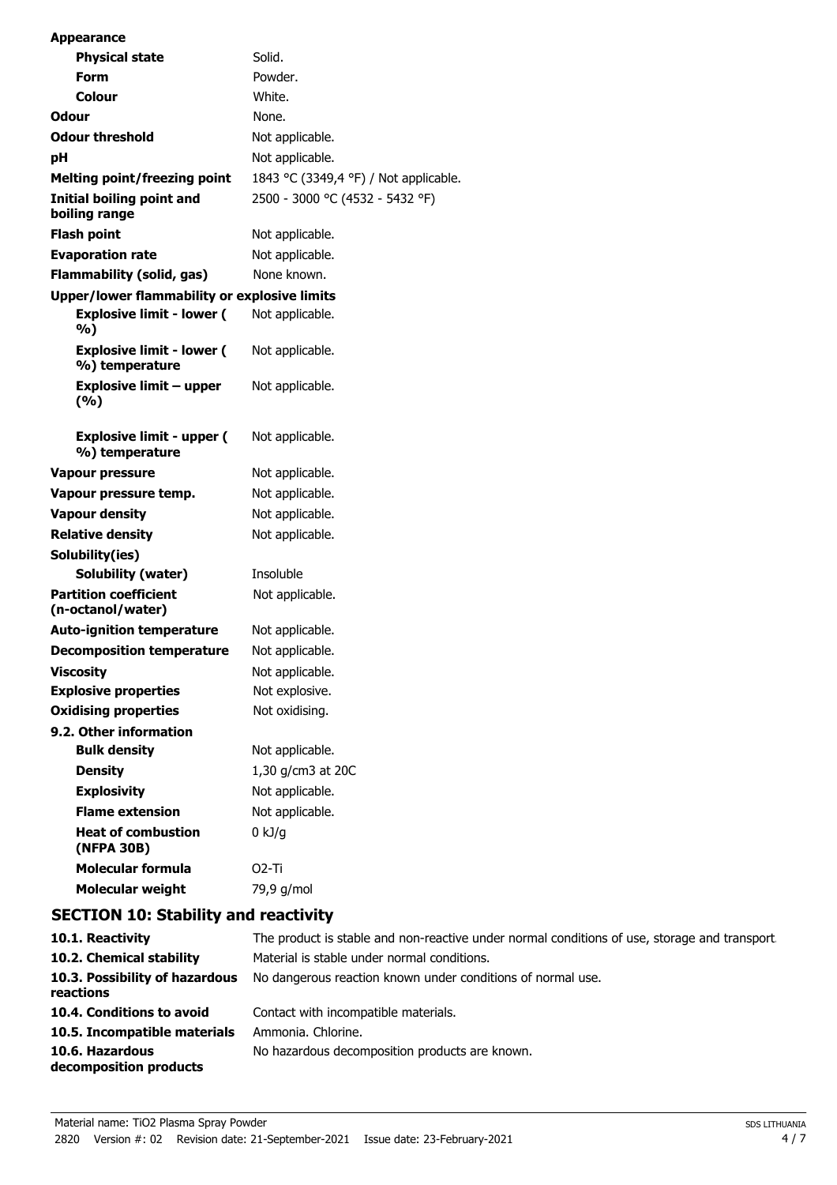| | |
|---|---|
| **Appearance** | |
| **Physical state** | Solid. |
| **Form** | Powder. |
| **Colour** | White. |
| **Odour** | None. |
| **Odour threshold** | Not applicable. |
| **pH** | Not applicable. |
| **Melting point/freezing point** | 1843 °C (3349,4 °F) / Not applicable. |
| **Initial boiling point and boiling range** | 2500 - 3000 °C (4532 - 5432 °F) |
| **Flash point** | Not applicable. |
| **Evaporation rate** | Not applicable. |
| **Flammability (solid, gas)** | None known. |
| **Upper/lower flammability or explosive limits** | |
| **Explosive limit - lower ( %)** | Not applicable. |
| **Explosive limit - lower ( %) temperature** | Not applicable. |
| **Explosive limit – upper (%)** | Not applicable. |
| **Explosive limit - upper ( %) temperature** | Not applicable. |
| **Vapour pressure** | Not applicable. |
| **Vapour pressure temp.** | Not applicable. |
| **Vapour density** | Not applicable. |
| **Relative density** | Not applicable. |
| **Solubility(ies)** | |
| **Solubility (water)** | Insoluble |
| **Partition coefficient (n-octanol/water)** | Not applicable. |
| **Auto-ignition temperature** | Not applicable. |
| **Decomposition temperature** | Not applicable. |
| **Viscosity** | Not applicable. |
| **Explosive properties** | Not explosive. |
| **Oxidising properties** | Not oxidising. |
| **9.2. Other information** | |
| **Bulk density** | Not applicable. |
| **Density** | 1,30 g/cm3 at 20C |
| **Explosivity** | Not applicable. |
| **Flame extension** | Not applicable. |
| **Heat of combustion (NFPA 30B)** | 0 kJ/g |
| **Molecular formula** | O2-Ti |
| **Molecular weight** | 79,9 g/mol |

## SECTION 10: Stability and reactivity

| | |
|---|---|
| **10.1. Reactivity** | The product is stable and non-reactive under normal conditions of use, storage and transport. |
| **10.2. Chemical stability** | Material is stable under normal conditions. |
| **10.3. Possibility of hazardous reactions** | No dangerous reaction known under conditions of normal use. |
| **10.4. Conditions to avoid** | Contact with incompatible materials. |
| **10.5. Incompatible materials** | Ammonia. Chlorine. |
| **10.6. Hazardous decomposition products** | No hazardous decomposition products are known. |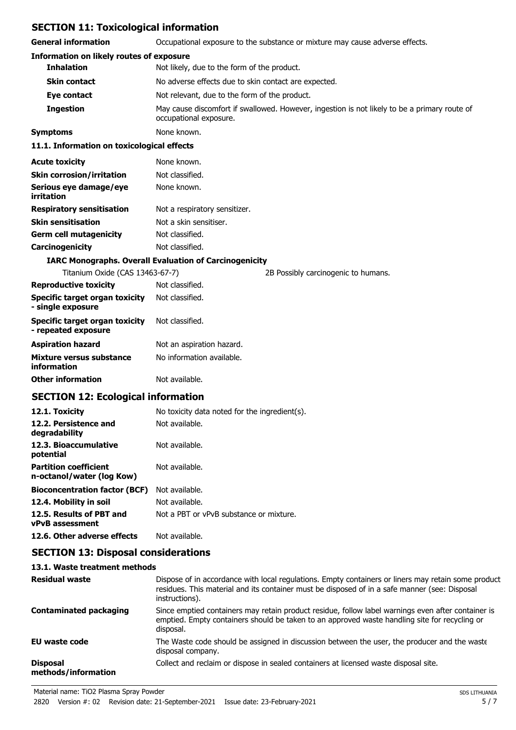## SECTION 11: Toxicological information

**General information** Occupational exposure to the substance or mixture may cause adverse effects.

**Information on likely routes of exposure**

| | |
|---|---|
| **Inhalation** | Not likely, due to the form of the product. |
| **Skin contact** | No adverse effects due to skin contact are expected. |
| **Eye contact** | Not relevant, due to the form of the product. |
| **Ingestion** | May cause discomfort if swallowed. However, ingestion is not likely to be a primary route of occupational exposure. |
| **Symptoms** | None known. |

**11.1. Information on toxicological effects**

| | |
|---|---|
| **Acute toxicity** | None known. |
| **Skin corrosion/irritation** | Not classified. |
| **Serious eye damage/eye irritation** | None known. |
| **Respiratory sensitisation** | Not a respiratory sensitizer. |
| **Skin sensitisation** | Not a skin sensitiser. |
| **Germ cell mutagenicity** | Not classified. |
| **Carcinogenicity** | Not classified. |

**IARC Monographs. Overall Evaluation of Carcinogenicity**

| | |
|---|---|
| Titanium Oxide (CAS 13463-67-7) | 2B Possibly carcinogenic to humans. |

| | |
|---|---|
| **Reproductive toxicity** | Not classified. |
| **Specific target organ toxicity - single exposure** | Not classified. |
| **Specific target organ toxicity - repeated exposure** | Not classified. |
| **Aspiration hazard** | Not an aspiration hazard. |
| **Mixture versus substance information** | No information available. |
| **Other information** | Not available. |

## SECTION 12: Ecological information

| | |
|---|---|
| **12.1. Toxicity** | No toxicity data noted for the ingredient(s). |
| **12.2. Persistence and degradability** | Not available. |
| **12.3. Bioaccumulative potential** | Not available. |
| **Partition coefficient n-octanol/water (log Kow)** | Not available. |
| **Bioconcentration factor (BCF)** | Not available. |
| **12.4. Mobility in soil** | Not available. |
| **12.5. Results of PBT and vPvB assessment** | Not a PBT or vPvB substance or mixture. |
| **12.6. Other adverse effects** | Not available. |

## SECTION 13: Disposal considerations

**13.1. Waste treatment methods**

| | |
|---|---|
| **Residual waste** | Dispose of in accordance with local regulations. Empty containers or liners may retain some product residues. This material and its container must be disposed of in a safe manner (see: Disposal instructions). |
| **Contaminated packaging** | Since emptied containers may retain product residue, follow label warnings even after container is emptied. Empty containers should be taken to an approved waste handling site for recycling or disposal. |
| **EU waste code** | The Waste code should be assigned in discussion between the user, the producer and the waste disposal company. |
| **Disposal methods/information** | Collect and reclaim or dispose in sealed containers at licensed waste disposal site. |

Material name: TiO2 Plasma Spray Powder
2820 Version #: 02 Revision date: 21-September-2021 Issue date: 23-February-2021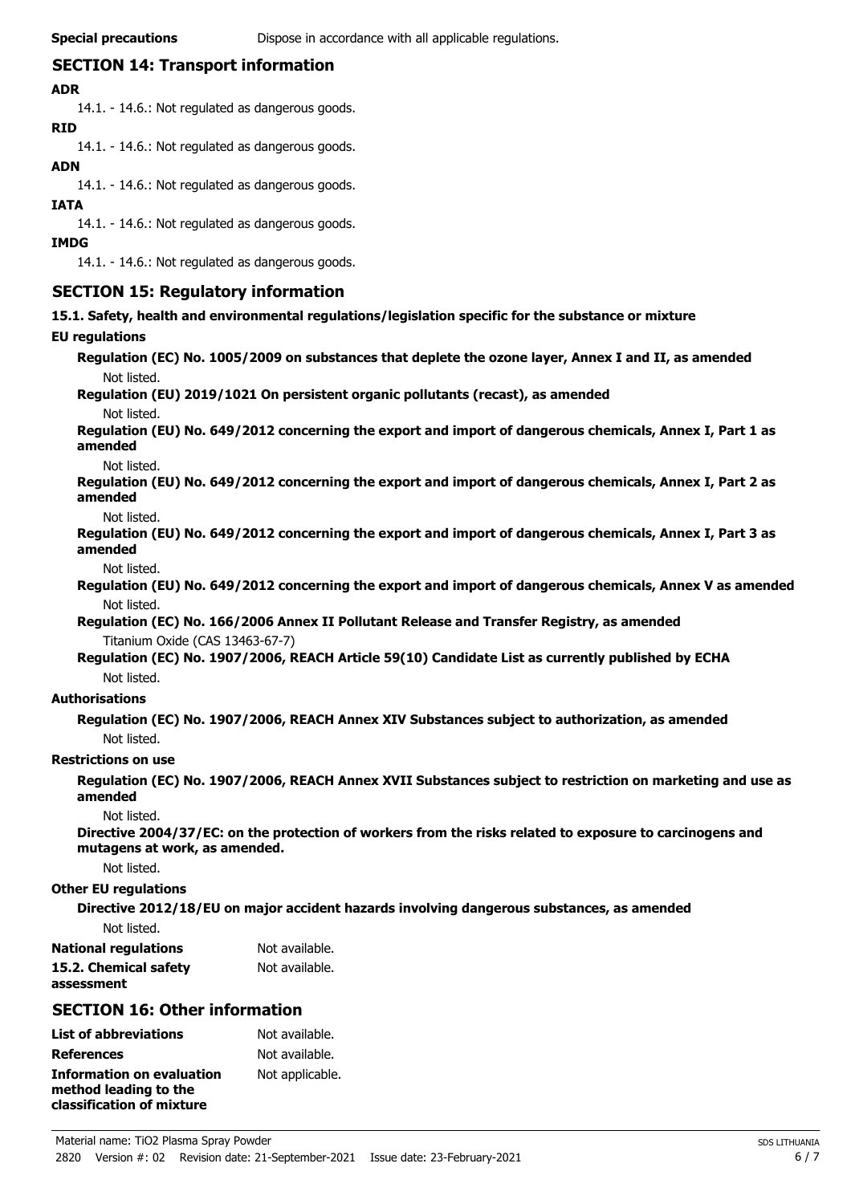**Special precautions** Dispose in accordance with all applicable regulations.

## SECTION 14: Transport information

**ADR**

14.1. - 14.6.: Not regulated as dangerous goods.

**RID**

14.1. - 14.6.: Not regulated as dangerous goods.

**ADN**

14.1. - 14.6.: Not regulated as dangerous goods.

**IATA**

14.1. - 14.6.: Not regulated as dangerous goods.

**IMDG**

14.1. - 14.6.: Not regulated as dangerous goods.

## SECTION 15: Regulatory information

**15.1. Safety, health and environmental regulations/legislation specific for the substance or mixture**

**EU regulations**

**Regulation (EC) No. 1005/2009 on substances that deplete the ozone layer, Annex I and II, as amended**

Not listed.

**Regulation (EU) 2019/1021 On persistent organic pollutants (recast), as amended**

Not listed.

**Regulation (EU) No. 649/2012 concerning the export and import of dangerous chemicals, Annex I, Part 1 as amended**

Not listed.

**Regulation (EU) No. 649/2012 concerning the export and import of dangerous chemicals, Annex I, Part 2 as amended**

Not listed.

**Regulation (EU) No. 649/2012 concerning the export and import of dangerous chemicals, Annex I, Part 3 as amended**

Not listed.

**Regulation (EU) No. 649/2012 concerning the export and import of dangerous chemicals, Annex V as amended**

Not listed.

**Regulation (EC) No. 166/2006 Annex II Pollutant Release and Transfer Registry, as amended**

Titanium Oxide (CAS 13463-67-7)

**Regulation (EC) No. 1907/2006, REACH Article 59(10) Candidate List as currently published by ECHA**

Not listed.

**Authorisations**

**Regulation (EC) No. 1907/2006, REACH Annex XIV Substances subject to authorization, as amended**

Not listed.

**Restrictions on use**

**Regulation (EC) No. 1907/2006, REACH Annex XVII Substances subject to restriction on marketing and use as amended**

Not listed.

**Directive 2004/37/EC: on the protection of workers from the risks related to exposure to carcinogens and mutagens at work, as amended.**

Not listed.

**Other EU regulations**

**Directive 2012/18/EU on major accident hazards involving dangerous substances, as amended**

Not listed.

**National regulations** Not available.

**15.2. Chemical safety assessment** Not available.

## SECTION 16: Other information

**List of abbreviations** Not available.

**References** Not available.

**Information on evaluation method leading to the classification of mixture** Not applicable.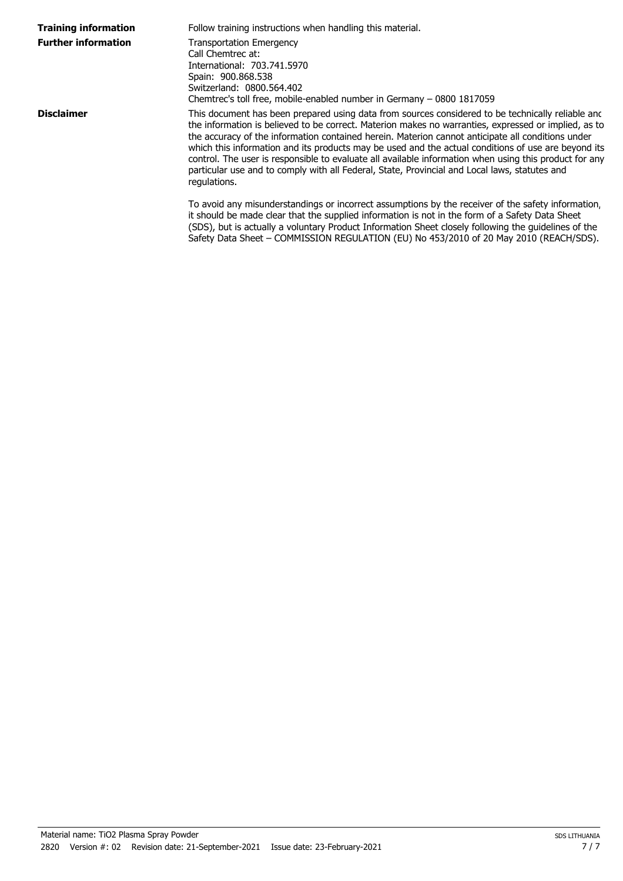**Training information** Follow training instructions when handling this material.

**Further information** Transportation Emergency
Call Chemtrec at:
International: 703.741.5970
Spain: 900.868.538
Switzerland: 0800.564.402
Chemtrec's toll free, mobile-enabled number in Germany – 0800 1817059

**Disclaimer** This document has been prepared using data from sources considered to be technically reliable and the information is believed to be correct. Materion makes no warranties, expressed or implied, as to the accuracy of the information contained herein. Materion cannot anticipate all conditions under which this information and its products may be used and the actual conditions of use are beyond its control. The user is responsible to evaluate all available information when using this product for any particular use and to comply with all Federal, State, Provincial and Local laws, statutes and regulations.

To avoid any misunderstandings or incorrect assumptions by the receiver of the safety information, it should be made clear that the supplied information is not in the form of a Safety Data Sheet (SDS), but is actually a voluntary Product Information Sheet closely following the guidelines of the Safety Data Sheet – COMMISSION REGULATION (EU) No 453/2010 of 20 May 2010 (REACH/SDS).